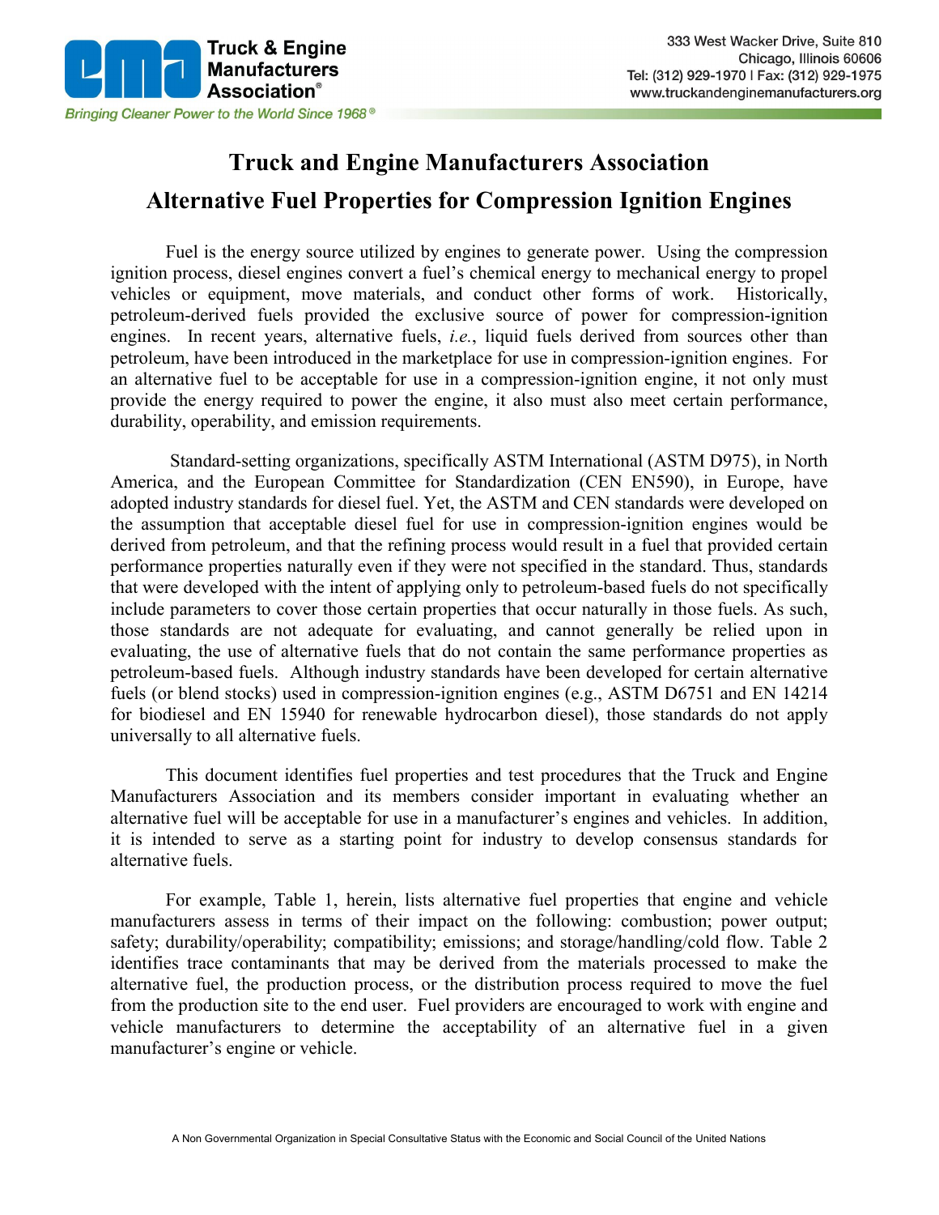# Truck and Engine Manufacturers Association

## Alternative Fuel Properties for Compression Ignition Engines

Fuel is the energy source utilized by engines to generate power. Using the compression ignition process, diesel engines convert a fuel's chemical energy to mechanical energy to propel vehicles or equipment, move materials, and conduct other forms of work. Historically, petroleum-derived fuels provided the exclusive source of power for compression-ignition engines. In recent years, alternative fuels, *i.e.*, liquid fuels derived from sources other than petroleum, have been introduced in the marketplace for use in compression-ignition engines. For an alternative fuel to be acceptable for use in a compression-ignition engine, it not only must provide the energy required to power the engine, it also must also meet certain performance, durability, operability, and emission requirements.

Standard-setting organizations, specifically ASTM International (ASTM D975), in North America, and the European Committee for Standardization (CEN EN590), in Europe, have adopted industry standards for diesel fuel. Yet, the ASTM and CEN standards were developed on the assumption that acceptable diesel fuel for use in compression-ignition engines would be derived from petroleum, and that the refining process would result in a fuel that provided certain performance properties naturally even if they were not specified in the standard. Thus, standards that were developed with the intent of applying only to petroleum-based fuels do not specifically include parameters to cover those certain properties that occur naturally in those fuels. As such, those standards are not adequate for evaluating, and cannot generally be relied upon in evaluating, the use of alternative fuels that do not contain the same performance properties as petroleum-based fuels. Although industry standards have been developed for certain alternative fuels (or blend stocks) used in compression-ignition engines (e.g., ASTM D6751 and EN 14214 for biodiesel and EN 15940 for renewable hydrocarbon diesel), those standards do not apply universally to all alternative fuels.

This document identifies fuel properties and test procedures that the Truck and Engine Manufacturers Association and its members consider important in evaluating whether an alternative fuel will be acceptable for use in a manufacturer's engines and vehicles. In addition, it is intended to serve as a starting point for industry to develop consensus standards for alternative fuels.

For example, Table 1, herein, lists alternative fuel properties that engine and vehicle manufacturers assess in terms of their impact on the following: combustion; power output; safety; durability/operability; compatibility; emissions; and storage/handling/cold flow. Table 2 identifies trace contaminants that may be derived from the materials processed to make the alternative fuel, the production process, or the distribution process required to move the fuel from the production site to the end user. Fuel providers are encouraged to work with engine and vehicle manufacturers to determine the acceptability of an alternative fuel in a given manufacturer's engine or vehicle.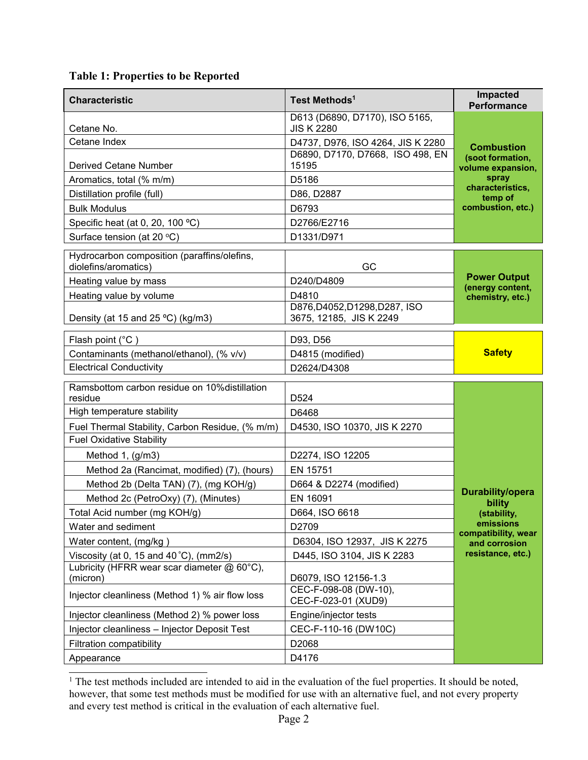**Table 1: Properties to be Reported**

| Characteristic | Test Methods[1] | Impacted Performance |
|---|---|---|
| Cetane No. | D613 (D6890, D7170), ISO 5165, JIS K 2280 | **Combustion (soot formation, volume expansion, spray characteristics, temp of combustion, etc.)** |
| Cetane Index | D4737, D976, ISO 4264, JIS K 2280 | |
| Derived Cetane Number | D6890, D7170, D7668, ISO 498, EN 15195 | |
| Aromatics, total (% m/m) | D5186 | |
| Distillation profile (full) | D86, D2887 | |
| Bulk Modulus | D6793 | |
| Specific heat (at 0, 20, 100 ºC) | D2766/E2716 | |
| Surface tension (at 20 ºC) | D1331/D971 | |
| Hydrocarbon composition (paraffins/olefins, diolefins/aromatics) | GC | **Power Output (energy content, chemistry, etc.)** |
| Heating value by mass | D240/D4809 | |
| Heating value by volume | D4810 | |
| Density (at 15 and 25 ºC) (kg/m3) | D876,D4052,D1298,D287, ISO 3675, 12185, JIS K 2249 | |
| Flash point (°C ) | D93, D56 | **Safety** |
| Contaminants (methanol/ethanol), (% v/v) | D4815 (modified) | |
| Electrical Conductivity | D2624/D4308 | |
| Ramsbottom carbon residue on 10%distillation residue | D524 | **Durability/operability (stability, emissions compatibility, wear and corrosion resistance, etc.)** |
| High temperature stability | D6468 | |
| Fuel Thermal Stability, Carbon Residue, (% m/m) | D4530, ISO 10370, JIS K 2270 | |
| Fuel Oxidative Stability | | |
| Method 1, (g/m3) | D2274, ISO 12205 | |
| Method 2a (Rancimat, modified) (7), (hours) | EN 15751 | |
| Method 2b (Delta TAN) (7), (mg KOH/g) | D664 & D2274 (modified) | |
| Method 2c (PetroOxy) (7), (Minutes) | EN 16091 | |
| Total Acid number (mg KOH/g) | D664, ISO 6618 | |
| Water and sediment | D2709 | |
| Water content, (mg/kg ) | D6304, ISO 12937, JIS K 2275 | |
| Viscosity (at 0, 15 and 40˚C), (mm2/s) | D445, ISO 3104, JIS K 2283 | |
| Lubricity (HFRR wear scar diameter @ 60°C), (micron) | D6079, ISO 12156-1.3 | |
| Injector cleanliness (Method 1) % air flow loss | CEC-F-098-08 (DW-10), CEC-F-023-01 (XUD9) | |
| Injector cleanliness (Method 2) % power loss | Engine/injector tests | |
| Injector cleanliness – Injector Deposit Test | CEC-F-110-16 (DW10C) | |
| Filtration compatibility | D2068 | |
| Appearance | D4176 | |

[1] The test methods included are intended to aid in the evaluation of the fuel properties. It should be noted, however, that some test methods must be modified for use with an alternative fuel, and not every property and every test method is critical in the evaluation of each alternative fuel.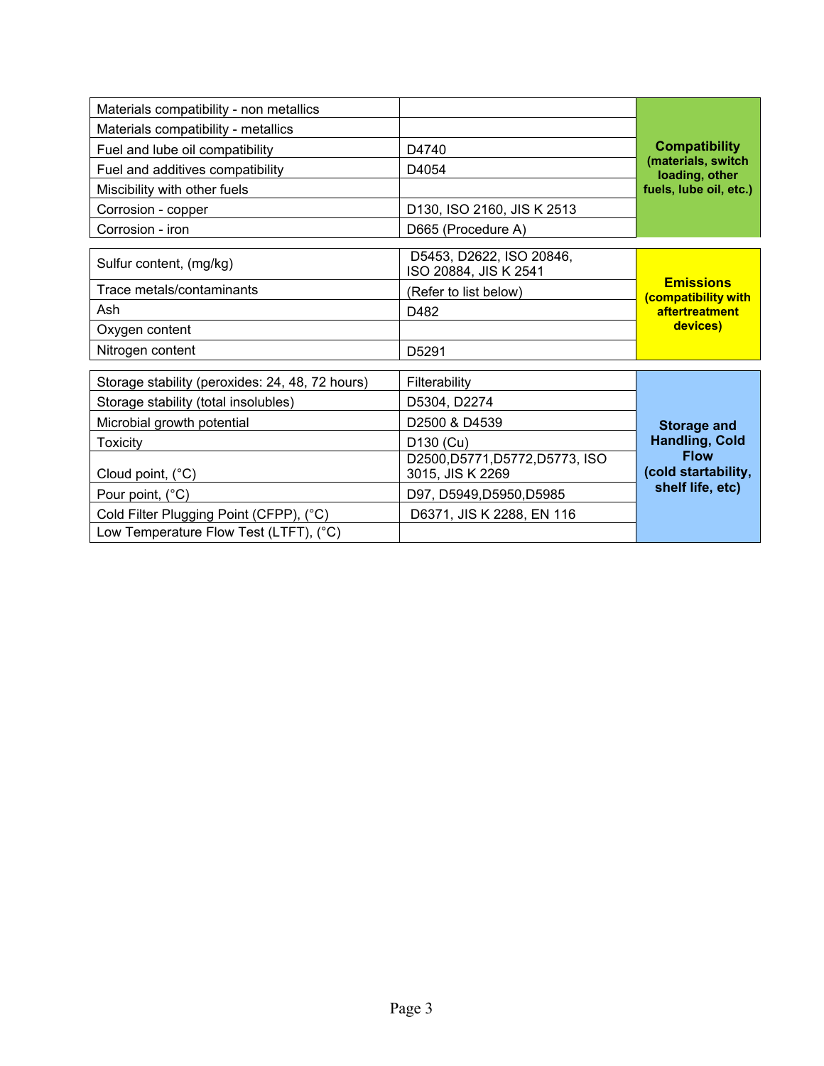| Property | Test Method | Category |
| --- | --- | --- |
| Materials compatibility - non metallics | | **Compatibility (materials, switch loading, other fuels, lube oil, etc.)** |
| Materials compatibility - metallics | | |
| Fuel and lube oil compatibility | D4740 | |
| Fuel and additives compatibility | D4054 | |
| Miscibility with other fuels | | |
| Corrosion - copper | D130, ISO 2160, JIS K 2513 | |
| Corrosion - iron | D665 (Procedure A) | |

| Property | Test Method | Category |
| --- | --- | --- |
| Sulfur content, (mg/kg) | D5453, D2622, ISO 20846, ISO 20884, JIS K 2541 | **Emissions (compatibility with aftertreatment devices)** |
| Trace metals/contaminants | (Refer to list below) | |
| Ash | D482 | |
| Oxygen content | | |
| Nitrogen content | D5291 | |

| Property | Test Method | Category |
| --- | --- | --- |
| Storage stability (peroxides: 24, 48, 72 hours) | Filterability | **Storage and Handling, Cold Flow (cold startability, shelf life, etc)** |
| Storage stability (total insolubles) | D5304, D2274 | |
| Microbial growth potential | D2500 & D4539 | |
| Toxicity | D130 (Cu) | |
| Cloud point, (°C) | D2500,D5771,D5772,D5773, ISO 3015, JIS K 2269 | |
| Pour point, (°C) | D97, D5949,D5950,D5985 | |
| Cold Filter Plugging Point (CFPP), (°C) | D6371, JIS K 2288, EN 116 | |
| Low Temperature Flow Test (LTFT), (°C) | | |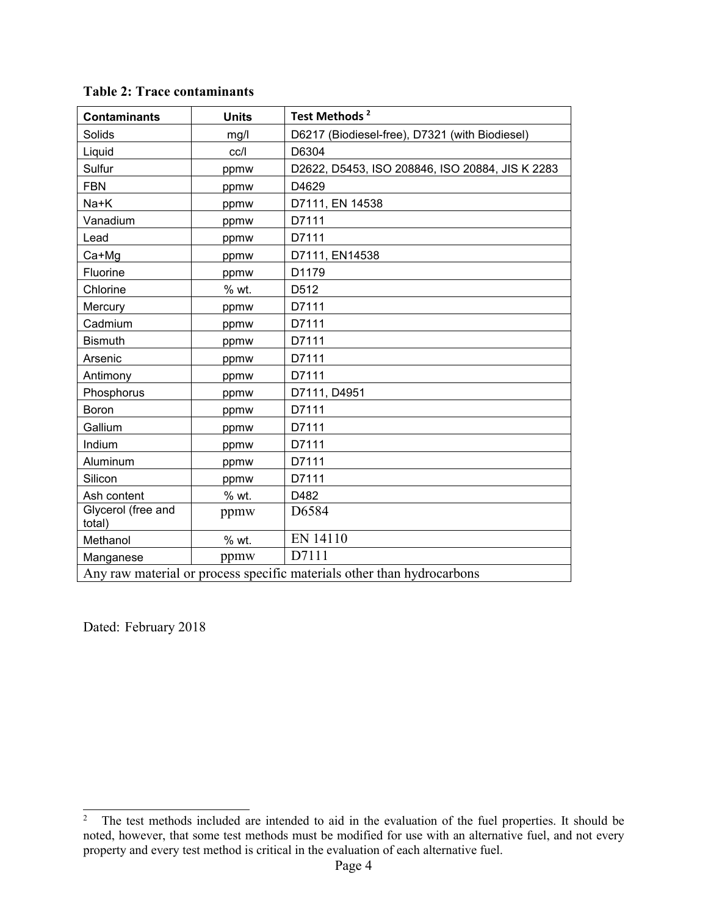**Table 2: Trace contaminants**

| Contaminants | Units | Test Methods [2] |
|---|---|---|
| Solids | mg/l | D6217 (Biodiesel-free), D7321 (with Biodiesel) |
| Liquid | cc/l | D6304 |
| Sulfur | ppmw | D2622, D5453, ISO 208846, ISO 20884, JIS K 2283 |
| FBN | ppmw | D4629 |
| Na+K | ppmw | D7111, EN 14538 |
| Vanadium | ppmw | D7111 |
| Lead | ppmw | D7111 |
| Ca+Mg | ppmw | D7111, EN14538 |
| Fluorine | ppmw | D1179 |
| Chlorine | % wt. | D512 |
| Mercury | ppmw | D7111 |
| Cadmium | ppmw | D7111 |
| Bismuth | ppmw | D7111 |
| Arsenic | ppmw | D7111 |
| Antimony | ppmw | D7111 |
| Phosphorus | ppmw | D7111, D4951 |
| Boron | ppmw | D7111 |
| Gallium | ppmw | D7111 |
| Indium | ppmw | D7111 |
| Aluminum | ppmw | D7111 |
| Silicon | ppmw | D7111 |
| Ash content | % wt. | D482 |
| Glycerol (free and total) | ppmw | D6584 |
| Methanol | % wt. | EN 14110 |
| Manganese | ppmw | D7111 |
| Any raw material or process specific materials other than hydrocarbons | | |

Dated: February 2018

[2] The test methods included are intended to aid in the evaluation of the fuel properties. It should be noted, however, that some test methods must be modified for use with an alternative fuel, and not every property and every test method is critical in the evaluation of each alternative fuel.